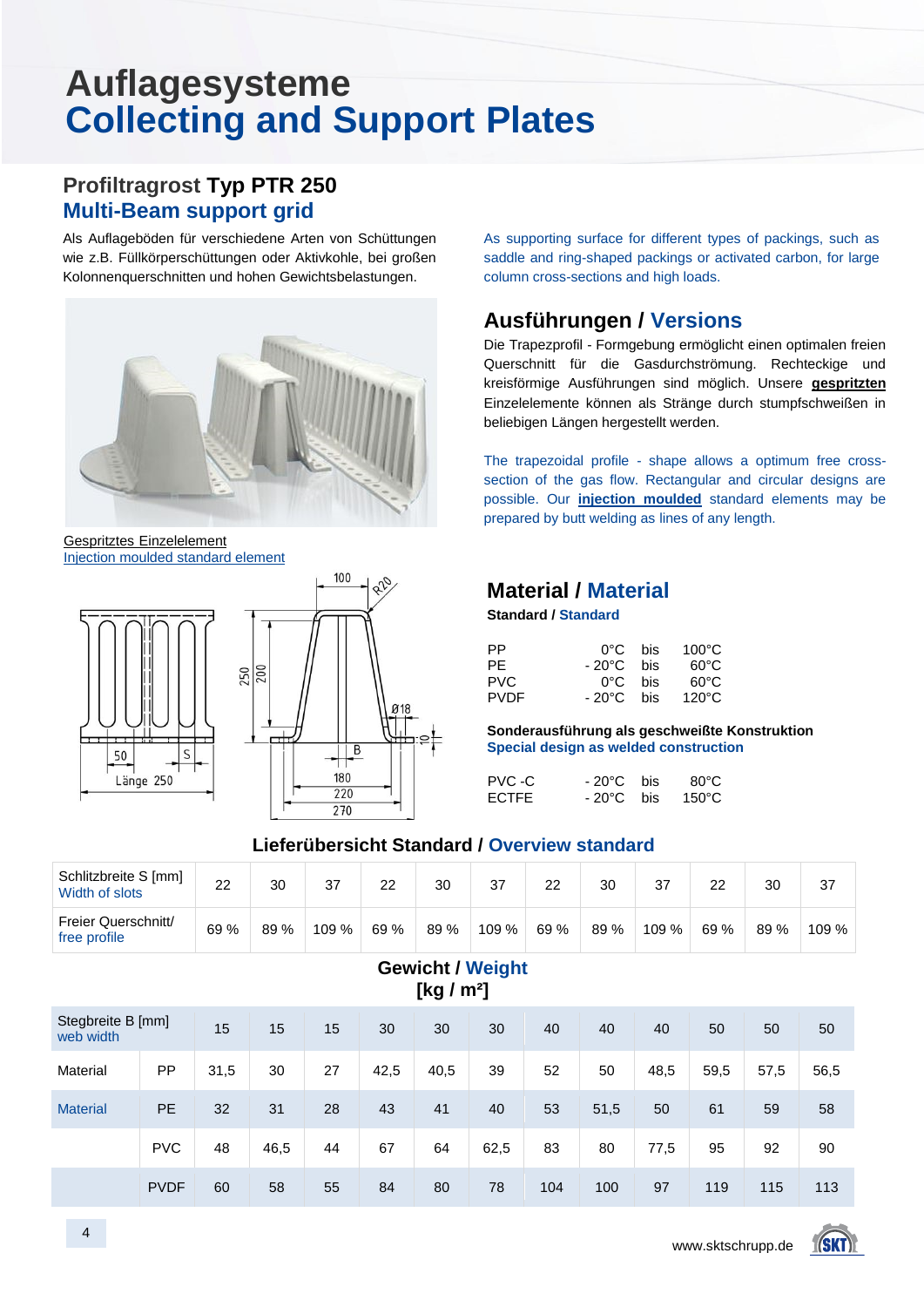# Auflagesysteme
# Collecting and Support Plates

## Profiltragrost Typ PTR 250
## Multi-Beam support grid

Als Auflageböden für verschiedene Arten von Schüttungen wie z.B. Füllkörperschüttungen oder Aktivkohle, bei großen Kolonnenquerschnitten und hohen Gewichtsbelastungen.

As supporting surface for different types of packings, such as saddle and ring-shaped packings or activated carbon, for large column cross-sections and high loads.

Gespritztes Einzelelement
Injection moulded standard element

### Ausführungen / Versions

Die Trapezprofil - Formgebung ermöglicht einen optimalen freien Querschnitt für die Gasdurchströmung. Rechteckige und kreisförmige Ausführungen sind möglich. Unsere **gespritzten** Einzelelemente können als Stränge durch stumpfschweißen in beliebigen Längen hergestellt werden.

The trapezoidal profile - shape allows a optimum free cross-section of the gas flow. Rectangular and circular designs are possible. Our **injection moulded** standard elements may be prepared by butt welding as lines of any length.

### Material / Material

**Standard / Standard**

| | | | |
|---|---|---|---|
| PP | 0°C | bis | 100°C |
| PE | - 20°C | bis | 60°C |
| PVC | 0°C | bis | 60°C |
| PVDF | - 20°C | bis | 120°C |

**Sonderausführung als geschweißte Konstruktion**
**Special design as welded construction**

| | | | |
|---|---|---|---|
| PVC -C | - 20°C | bis | 80°C |
| ECTFE | - 20°C | bis | 150°C |

### Lieferübersicht Standard / Overview standard

| Schlitzbreite S [mm] Width of slots | 22 | 30 | 37 | 22 | 30 | 37 | 22 | 30 | 37 | 22 | 30 | 37 |
|---|---|---|---|---|---|---|---|---|---|---|---|---|
| Freier Querschnitt/ free profile | 69 % | 89 % | 109 % | 69 % | 89 % | 109 % | 69 % | 89 % | 109 % | 69 % | 89 % | 109 % |

**Gewicht / Weight**
**[kg / m²]**

| Stegbreite B [mm] web width | | 15 | 15 | 15 | 30 | 30 | 30 | 40 | 40 | 40 | 50 | 50 | 50 |
|---|---|---|---|---|---|---|---|---|---|---|---|---|---|
| Material | PP | 31,5 | 30 | 27 | 42,5 | 40,5 | 39 | 52 | 50 | 48,5 | 59,5 | 57,5 | 56,5 |
| Material | PE | 32 | 31 | 28 | 43 | 41 | 40 | 53 | 51,5 | 50 | 61 | 59 | 58 |
| | PVC | 48 | 46,5 | 44 | 67 | 64 | 62,5 | 83 | 80 | 77,5 | 95 | 92 | 90 |
| | PVDF | 60 | 58 | 55 | 84 | 80 | 78 | 104 | 100 | 97 | 119 | 115 | 113 |

www.sktschrupp.de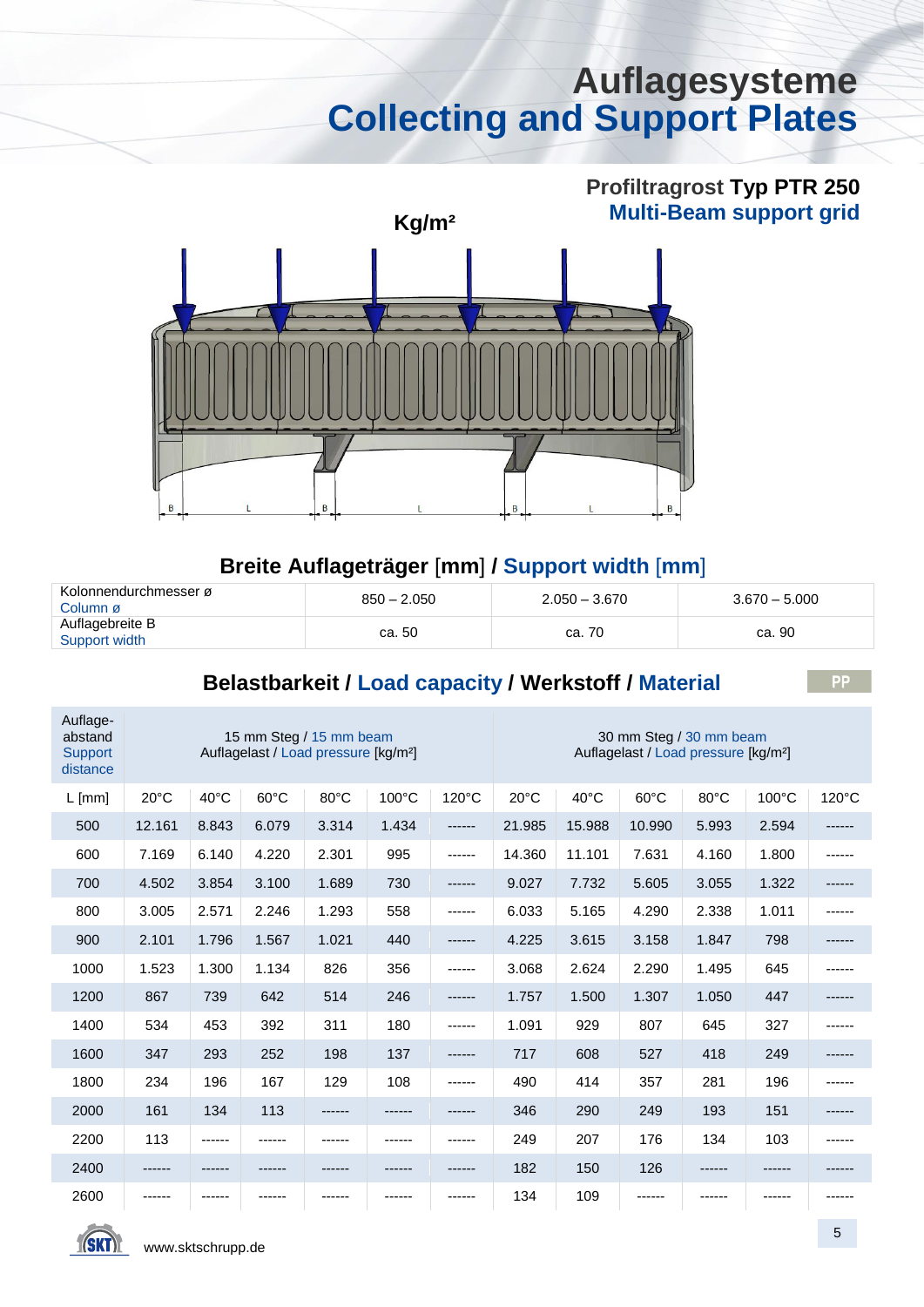# Auflagesysteme
# Collecting and Support Plates

## Profiltragrost Typ PTR 250
## Multi-Beam support grid

Kg/m²

## Breite Auflageträger [mm] / Support width [mm]

| Kolonnendurchmesser ø<br>Column ø | 850 – 2.050 | 2.050 – 3.670 | 3.670 – 5.000 |
|---|---|---|---|
| Auflagebreite B<br>Support width | ca. 50 | ca. 70 | ca. 90 |

## Belastbarkeit / Load capacity / Werkstoff / Material

PP

| Auflage-abstand<br>Support distance | 15 mm Steg / 15 mm beam<br>Auflagelast / Load pressure [kg/m²] | | | | | | 30 mm Steg / 30 mm beam<br>Auflagelast / Load pressure [kg/m²] | | | | | |
|---|---|---|---|---|---|---|---|---|---|---|---|---|
| L [mm] | 20°C | 40°C | 60°C | 80°C | 100°C | 120°C | 20°C | 40°C | 60°C | 80°C | 100°C | 120°C |
| 500 | 12.161 | 8.843 | 6.079 | 3.314 | 1.434 | ------ | 21.985 | 15.988 | 10.990 | 5.993 | 2.594 | ------ |
| 600 | 7.169 | 6.140 | 4.220 | 2.301 | 995 | ------ | 14.360 | 11.101 | 7.631 | 4.160 | 1.800 | ------ |
| 700 | 4.502 | 3.854 | 3.100 | 1.689 | 730 | ------ | 9.027 | 7.732 | 5.605 | 3.055 | 1.322 | ------ |
| 800 | 3.005 | 2.571 | 2.246 | 1.293 | 558 | ------ | 6.033 | 5.165 | 4.290 | 2.338 | 1.011 | ------ |
| 900 | 2.101 | 1.796 | 1.567 | 1.021 | 440 | ------ | 4.225 | 3.615 | 3.158 | 1.847 | 798 | ------ |
| 1000 | 1.523 | 1.300 | 1.134 | 826 | 356 | ------ | 3.068 | 2.624 | 2.290 | 1.495 | 645 | ------ |
| 1200 | 867 | 739 | 642 | 514 | 246 | ------ | 1.757 | 1.500 | 1.307 | 1.050 | 447 | ------ |
| 1400 | 534 | 453 | 392 | 311 | 180 | ------ | 1.091 | 929 | 807 | 645 | 327 | ------ |
| 1600 | 347 | 293 | 252 | 198 | 137 | ------ | 717 | 608 | 527 | 418 | 249 | ------ |
| 1800 | 234 | 196 | 167 | 129 | 108 | ------ | 490 | 414 | 357 | 281 | 196 | ------ |
| 2000 | 161 | 134 | 113 | ------ | ------ | ------ | 346 | 290 | 249 | 193 | 151 | ------ |
| 2200 | 113 | ------ | ------ | ------ | ------ | ------ | 249 | 207 | 176 | 134 | 103 | ------ |
| 2400 | ------ | ------ | ------ | ------ | ------ | ------ | 182 | 150 | 126 | ------ | ------ | ------ |
| 2600 | ------ | ------ | ------ | ------ | ------ | ------ | 134 | 109 | ------ | ------ | ------ | ------ |

www.sktschrupp.de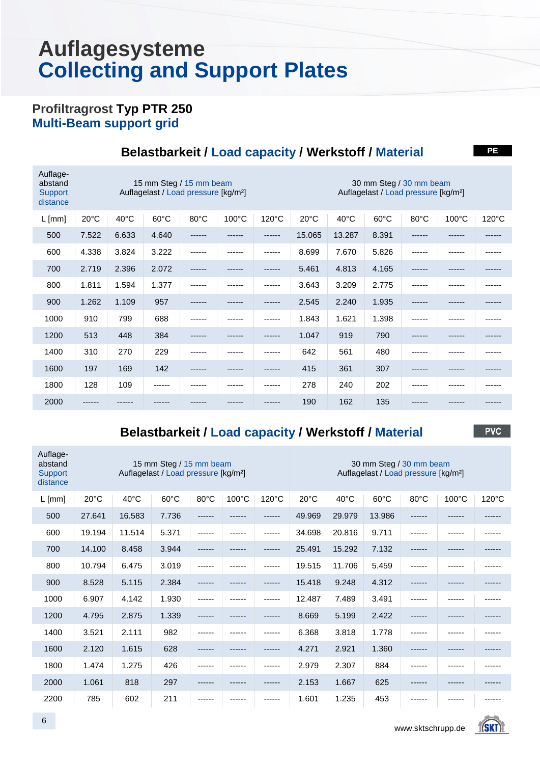# Auflagesysteme
# Collecting and Support Plates

## Profiltragrost Typ PTR 250
## Multi-Beam support grid

### Belastbarkeit / Load capacity / Werkstoff / Material — PE

| Auflage-abstand Support distance | 15 mm Steg / 15 mm beam Auflagelast / Load pressure [kg/m²] | | | | | | 30 mm Steg / 30 mm beam Auflagelast / Load pressure [kg/m²] | | | | | |
|---|---|---|---|---|---|---|---|---|---|---|---|---|
| L [mm] | 20°C | 40°C | 60°C | 80°C | 100°C | 120°C | 20°C | 40°C | 60°C | 80°C | 100°C | 120°C |
| 500 | 7.522 | 6.633 | 4.640 | ------ | ------ | ------ | 15.065 | 13.287 | 8.391 | ------ | ------ | ------ |
| 600 | 4.338 | 3.824 | 3.222 | ------ | ------ | ------ | 8.699 | 7.670 | 5.826 | ------ | ------ | ------ |
| 700 | 2.719 | 2.396 | 2.072 | ------ | ------ | ------ | 5.461 | 4.813 | 4.165 | ------ | ------ | ------ |
| 800 | 1.811 | 1.594 | 1.377 | ------ | ------ | ------ | 3.643 | 3.209 | 2.775 | ------ | ------ | ------ |
| 900 | 1.262 | 1.109 | 957 | ------ | ------ | ------ | 2.545 | 2.240 | 1.935 | ------ | ------ | ------ |
| 1000 | 910 | 799 | 688 | ------ | ------ | ------ | 1.843 | 1.621 | 1.398 | ------ | ------ | ------ |
| 1200 | 513 | 448 | 384 | ------ | ------ | ------ | 1.047 | 919 | 790 | ------ | ------ | ------ |
| 1400 | 310 | 270 | 229 | ------ | ------ | ------ | 642 | 561 | 480 | ------ | ------ | ------ |
| 1600 | 197 | 169 | 142 | ------ | ------ | ------ | 415 | 361 | 307 | ------ | ------ | ------ |
| 1800 | 128 | 109 | ------ | ------ | ------ | ------ | 278 | 240 | 202 | ------ | ------ | ------ |
| 2000 | ------ | ------ | ------ | ------ | ------ | ------ | 190 | 162 | 135 | ------ | ------ | ------ |

### Belastbarkeit / Load capacity / Werkstoff / Material — PVC

| Auflage-abstand Support distance | 15 mm Steg / 15 mm beam Auflagelast / Load pressure [kg/m²] | | | | | | 30 mm Steg / 30 mm beam Auflagelast / Load pressure [kg/m²] | | | | | |
|---|---|---|---|---|---|---|---|---|---|---|---|---|
| L [mm] | 20°C | 40°C | 60°C | 80°C | 100°C | 120°C | 20°C | 40°C | 60°C | 80°C | 100°C | 120°C |
| 500 | 27.641 | 16.583 | 7.736 | ------ | ------ | ------ | 49.969 | 29.979 | 13.986 | ------ | ------ | ------ |
| 600 | 19.194 | 11.514 | 5.371 | ------ | ------ | ------ | 34.698 | 20.816 | 9.711 | ------ | ------ | ------ |
| 700 | 14.100 | 8.458 | 3.944 | ------ | ------ | ------ | 25.491 | 15.292 | 7.132 | ------ | ------ | ------ |
| 800 | 10.794 | 6.475 | 3.019 | ------ | ------ | ------ | 19.515 | 11.706 | 5.459 | ------ | ------ | ------ |
| 900 | 8.528 | 5.115 | 2.384 | ------ | ------ | ------ | 15.418 | 9.248 | 4.312 | ------ | ------ | ------ |
| 1000 | 6.907 | 4.142 | 1.930 | ------ | ------ | ------ | 12.487 | 7.489 | 3.491 | ------ | ------ | ------ |
| 1200 | 4.795 | 2.875 | 1.339 | ------ | ------ | ------ | 8.669 | 5.199 | 2.422 | ------ | ------ | ------ |
| 1400 | 3.521 | 2.111 | 982 | ------ | ------ | ------ | 6.368 | 3.818 | 1.778 | ------ | ------ | ------ |
| 1600 | 2.120 | 1.615 | 628 | ------ | ------ | ------ | 4.271 | 2.921 | 1.360 | ------ | ------ | ------ |
| 1800 | 1.474 | 1.275 | 426 | ------ | ------ | ------ | 2.979 | 2.307 | 884 | ------ | ------ | ------ |
| 2000 | 1.061 | 818 | 297 | ------ | ------ | ------ | 2.153 | 1.667 | 625 | ------ | ------ | ------ |
| 2200 | 785 | 602 | 211 | ------ | ------ | ------ | 1.601 | 1.235 | 453 | ------ | ------ | ------ |

www.sktschrupp.de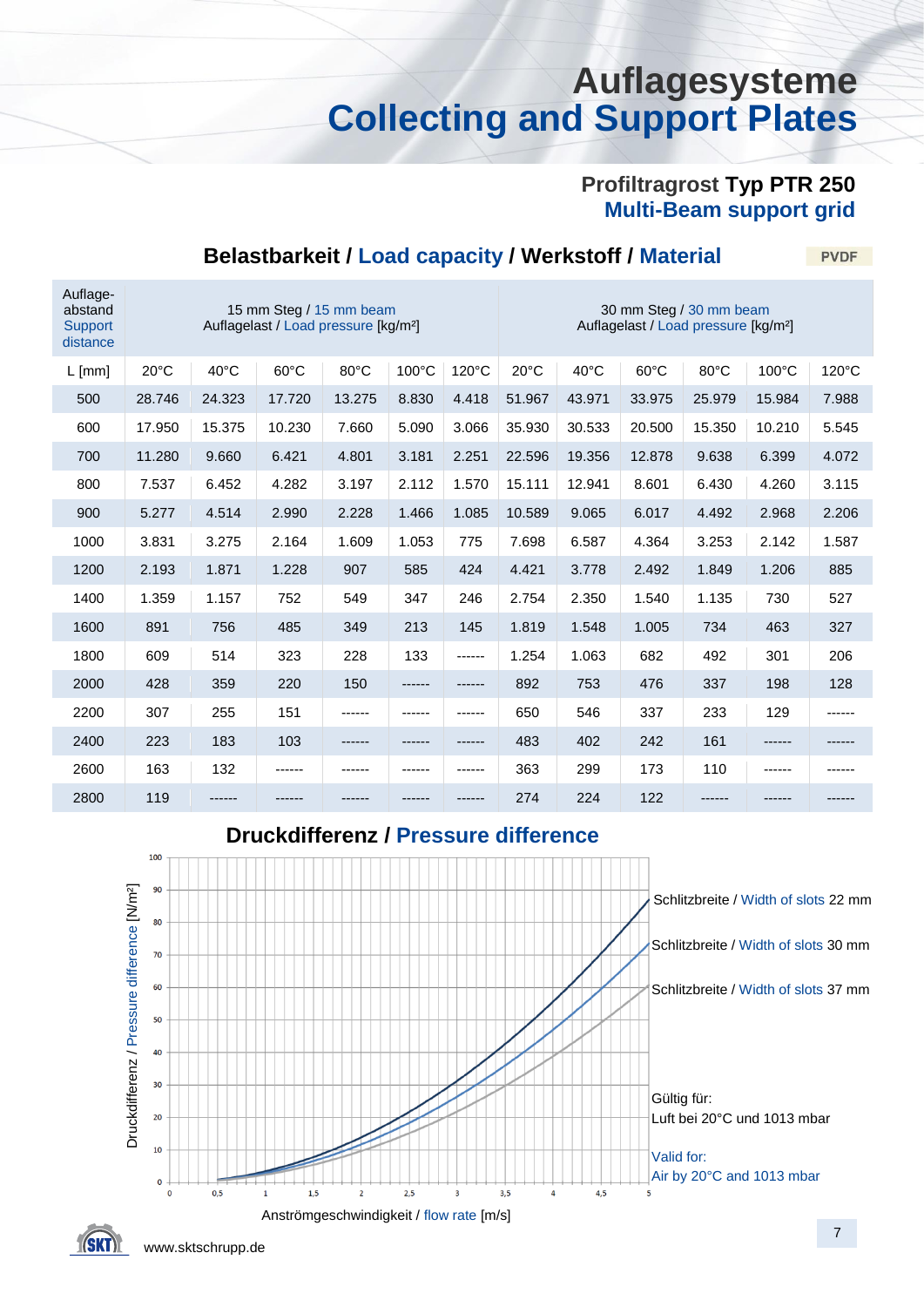# Auflagesysteme
# Collecting and Support Plates

## Profiltragrost Typ PTR 250
## Multi-Beam support grid

### Belastbarkeit / Load capacity / Werkstoff / Material

PVDF

| Auflage-abstand Support distance | 15 mm Steg / 15 mm beam Auflagelast / Load pressure [kg/m²] | | | | | | 30 mm Steg / 30 mm beam Auflagelast / Load pressure [kg/m²] | | | | | |
|---|---|---|---|---|---|---|---|---|---|---|---|---|
| L [mm] | 20°C | 40°C | 60°C | 80°C | 100°C | 120°C | 20°C | 40°C | 60°C | 80°C | 100°C | 120°C |
| 500 | 28.746 | 24.323 | 17.720 | 13.275 | 8.830 | 4.418 | 51.967 | 43.971 | 33.975 | 25.979 | 15.984 | 7.988 |
| 600 | 17.950 | 15.375 | 10.230 | 7.660 | 5.090 | 3.066 | 35.930 | 30.533 | 20.500 | 15.350 | 10.210 | 5.545 |
| 700 | 11.280 | 9.660 | 6.421 | 4.801 | 3.181 | 2.251 | 22.596 | 19.356 | 12.878 | 9.638 | 6.399 | 4.072 |
| 800 | 7.537 | 6.452 | 4.282 | 3.197 | 2.112 | 1.570 | 15.111 | 12.941 | 8.601 | 6.430 | 4.260 | 3.115 |
| 900 | 5.277 | 4.514 | 2.990 | 2.228 | 1.466 | 1.085 | 10.589 | 9.065 | 6.017 | 4.492 | 2.968 | 2.206 |
| 1000 | 3.831 | 3.275 | 2.164 | 1.609 | 1.053 | 775 | 7.698 | 6.587 | 4.364 | 3.253 | 2.142 | 1.587 |
| 1200 | 2.193 | 1.871 | 1.228 | 907 | 585 | 424 | 4.421 | 3.778 | 2.492 | 1.849 | 1.206 | 885 |
| 1400 | 1.359 | 1.157 | 752 | 549 | 347 | 246 | 2.754 | 2.350 | 1.540 | 1.135 | 730 | 527 |
| 1600 | 891 | 756 | 485 | 349 | 213 | 145 | 1.819 | 1.548 | 1.005 | 734 | 463 | 327 |
| 1800 | 609 | 514 | 323 | 228 | 133 | ------ | 1.254 | 1.063 | 682 | 492 | 301 | 206 |
| 2000 | 428 | 359 | 220 | 150 | ------ | ------ | 892 | 753 | 476 | 337 | 198 | 128 |
| 2200 | 307 | 255 | 151 | ------ | ------ | ------ | 650 | 546 | 337 | 233 | 129 | ------ |
| 2400 | 223 | 183 | 103 | ------ | ------ | ------ | 483 | 402 | 242 | 161 | ------ | ------ |
| 2600 | 163 | 132 | ------ | ------ | ------ | ------ | 363 | 299 | 173 | 110 | ------ | ------ |
| 2800 | 119 | ------ | ------ | ------ | ------ | ------ | 274 | 224 | 122 | ------ | ------ | ------ |

### Druckdifferenz / Pressure difference

Druckdifferenz / Pressure difference [N/m²]

100
90
80
70
60
50
40
30
20
10
0

0 0,5 1 1,5 2 2,5 3 3,5 4 4,5 5

Anströmgeschwindigkeit / flow rate [m/s]

Schlitzbreite / Width of slots 22 mm

Schlitzbreite / Width of slots 30 mm

Schlitzbreite / Width of slots 37 mm

Gültig für:
Luft bei 20°C und 1013 mbar

Valid for:
Air by 20°C and 1013 mbar

SKT

www.sktschrupp.de